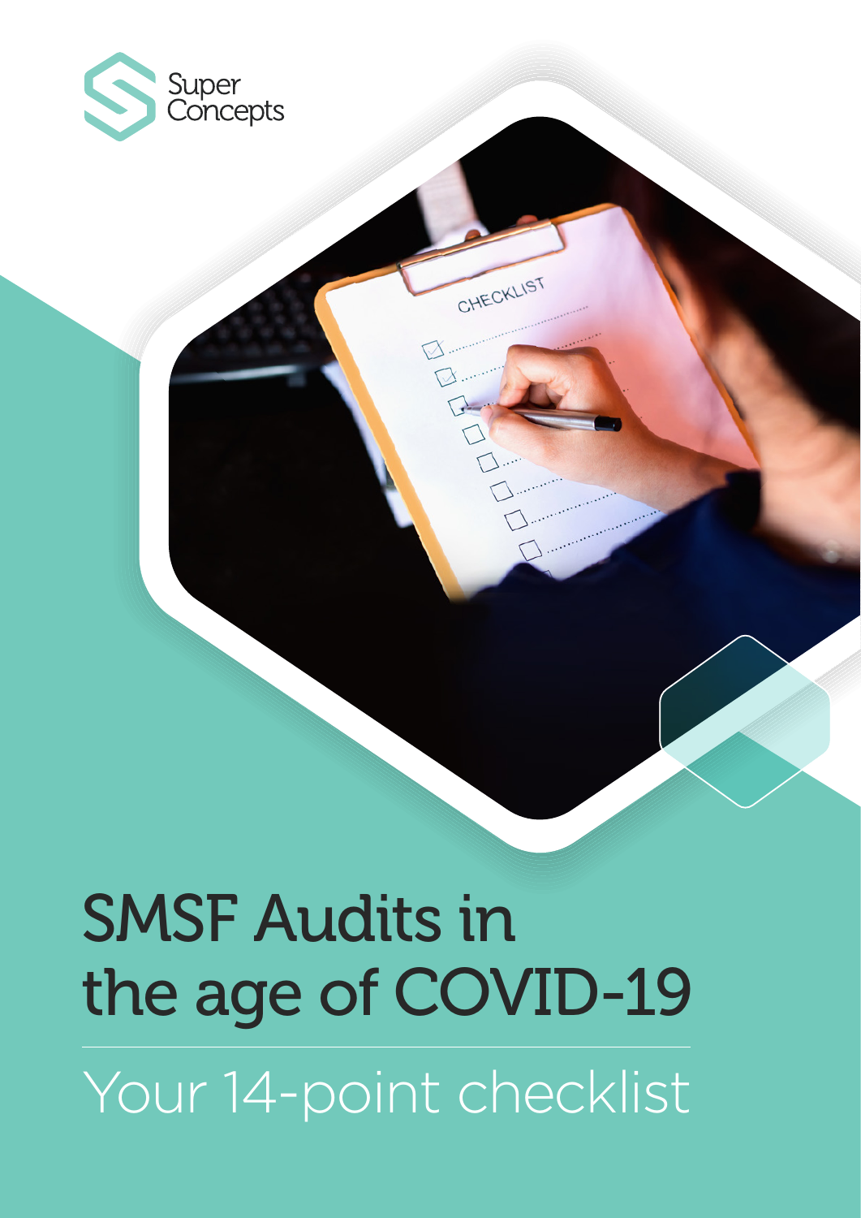Super Concepts

# SMSF Audits in the age of COVID-19

## Your 14-point checklist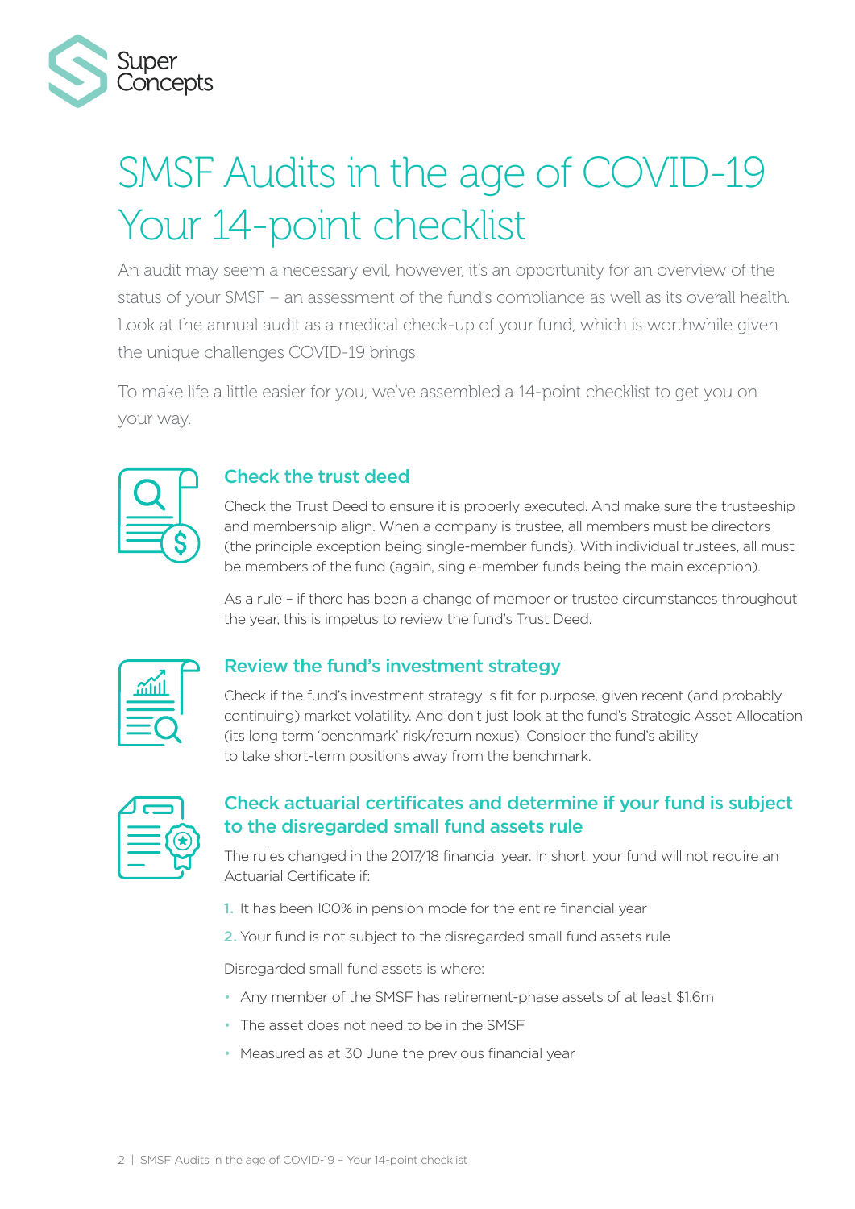# SMSF Audits in the age of COVID-19 Your 14-point checklist

An audit may seem a necessary evil, however, it's an opportunity for an overview of the status of your SMSF – an assessment of the fund's compliance as well as its overall health. Look at the annual audit as a medical check-up of your fund, which is worthwhile given the unique challenges COVID-19 brings.

To make life a little easier for you, we've assembled a 14-point checklist to get you on your way.

## Check the trust deed

Check the Trust Deed to ensure it is properly executed. And make sure the trusteeship and membership align. When a company is trustee, all members must be directors (the principle exception being single-member funds). With individual trustees, all must be members of the fund (again, single-member funds being the main exception).

As a rule – if there has been a change of member or trustee circumstances throughout the year, this is impetus to review the fund's Trust Deed.

## Review the fund's investment strategy

Check if the fund's investment strategy is fit for purpose, given recent (and probably continuing) market volatility. And don't just look at the fund's Strategic Asset Allocation (its long term 'benchmark' risk/return nexus). Consider the fund's ability to take short-term positions away from the benchmark.

## Check actuarial certificates and determine if your fund is subject to the disregarded small fund assets rule

The rules changed in the 2017/18 financial year. In short, your fund will not require an Actuarial Certificate if:

1. It has been 100% in pension mode for the entire financial year
2. Your fund is not subject to the disregarded small fund assets rule

Disregarded small fund assets is where:

- Any member of the SMSF has retirement-phase assets of at least $1.6m
- The asset does not need to be in the SMSF
- Measured as at 30 June the previous financial year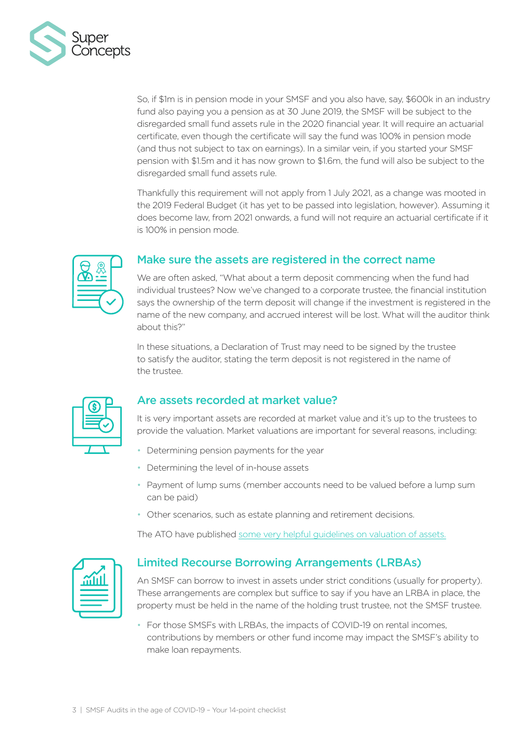So, if $1m is in pension mode in your SMSF and you also have, say, $600k in an industry fund also paying you a pension as at 30 June 2019, the SMSF will be subject to the disregarded small fund assets rule in the 2020 financial year. It will require an actuarial certificate, even though the certificate will say the fund was 100% in pension mode (and thus not subject to tax on earnings). In a similar vein, if you started your SMSF pension with $1.5m and it has now grown to $1.6m, the fund will also be subject to the disregarded small fund assets rule.

Thankfully this requirement will not apply from 1 July 2021, as a change was mooted in the 2019 Federal Budget (it has yet to be passed into legislation, however). Assuming it does become law, from 2021 onwards, a fund will not require an actuarial certificate if it is 100% in pension mode.

## Make sure the assets are registered in the correct name

We are often asked, "What about a term deposit commencing when the fund had individual trustees? Now we've changed to a corporate trustee, the financial institution says the ownership of the term deposit will change if the investment is registered in the name of the new company, and accrued interest will be lost. What will the auditor think about this?"

In these situations, a Declaration of Trust may need to be signed by the trustee to satisfy the auditor, stating the term deposit is not registered in the name of the trustee.

## Are assets recorded at market value?

It is very important assets are recorded at market value and it's up to the trustees to provide the valuation. Market valuations are important for several reasons, including:

- Determining pension payments for the year
- Determining the level of in-house assets
- Payment of lump sums (member accounts need to be valued before a lump sum can be paid)
- Other scenarios, such as estate planning and retirement decisions.

The ATO have published some very helpful guidelines on valuation of assets.

## Limited Recourse Borrowing Arrangements (LRBAs)

An SMSF can borrow to invest in assets under strict conditions (usually for property). These arrangements are complex but suffice to say if you have an LRBA in place, the property must be held in the name of the holding trust trustee, not the SMSF trustee.

- For those SMSFs with LRBAs, the impacts of COVID-19 on rental incomes, contributions by members or other fund income may impact the SMSF's ability to make loan repayments.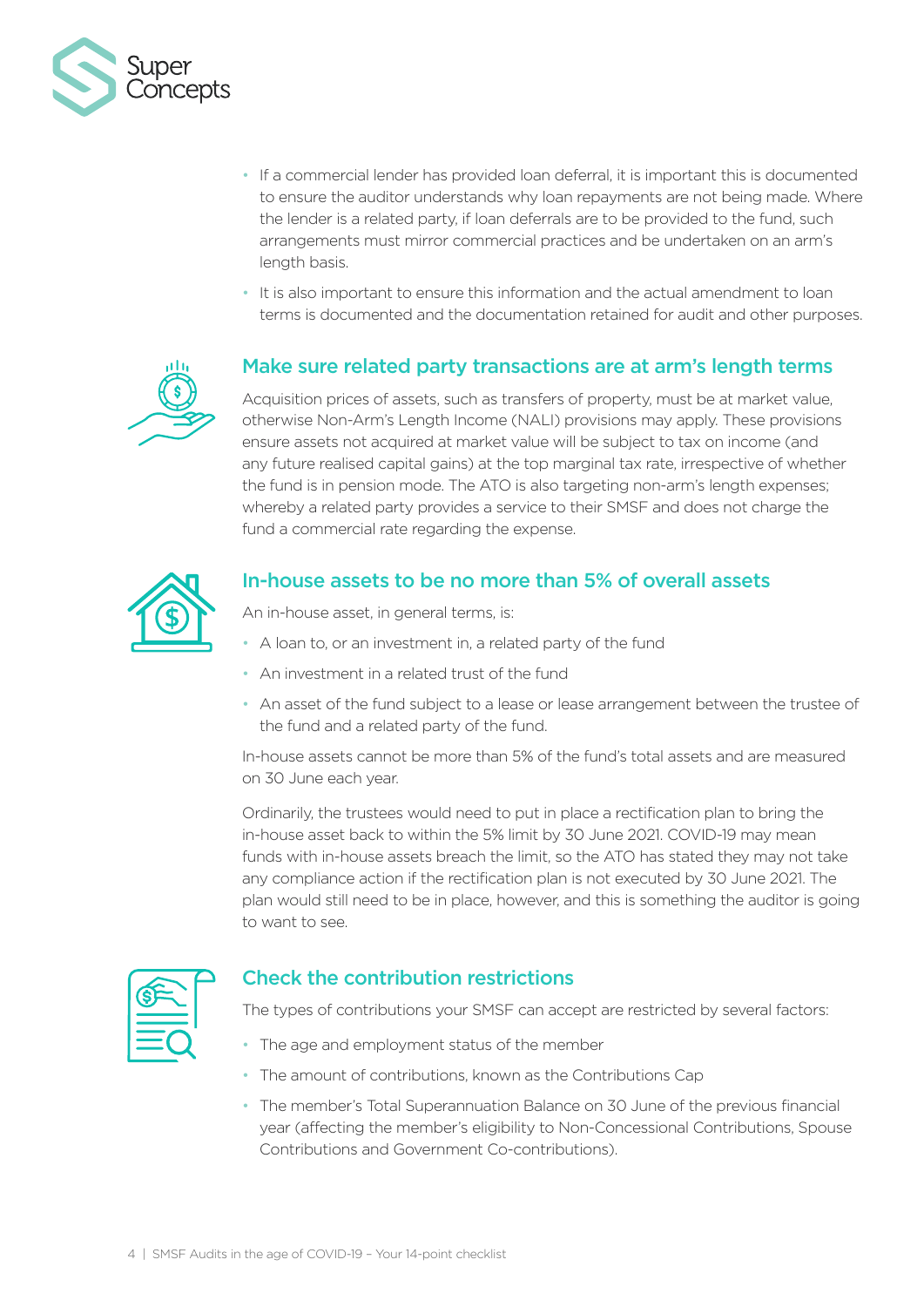- If a commercial lender has provided loan deferral, it is important this is documented to ensure the auditor understands why loan repayments are not being made. Where the lender is a related party, if loan deferrals are to be provided to the fund, such arrangements must mirror commercial practices and be undertaken on an arm's length basis.
- It is also important to ensure this information and the actual amendment to loan terms is documented and the documentation retained for audit and other purposes.

## Make sure related party transactions are at arm's length terms

Acquisition prices of assets, such as transfers of property, must be at market value, otherwise Non-Arm's Length Income (NALI) provisions may apply. These provisions ensure assets not acquired at market value will be subject to tax on income (and any future realised capital gains) at the top marginal tax rate, irrespective of whether the fund is in pension mode. The ATO is also targeting non-arm's length expenses; whereby a related party provides a service to their SMSF and does not charge the fund a commercial rate regarding the expense.

## In-house assets to be no more than 5% of overall assets

An in-house asset, in general terms, is:

- A loan to, or an investment in, a related party of the fund
- An investment in a related trust of the fund
- An asset of the fund subject to a lease or lease arrangement between the trustee of the fund and a related party of the fund.

In-house assets cannot be more than 5% of the fund's total assets and are measured on 30 June each year.

Ordinarily, the trustees would need to put in place a rectification plan to bring the in-house asset back to within the 5% limit by 30 June 2021. COVID-19 may mean funds with in-house assets breach the limit, so the ATO has stated they may not take any compliance action if the rectification plan is not executed by 30 June 2021. The plan would still need to be in place, however, and this is something the auditor is going to want to see.

## Check the contribution restrictions

The types of contributions your SMSF can accept are restricted by several factors:

- The age and employment status of the member
- The amount of contributions, known as the Contributions Cap
- The member's Total Superannuation Balance on 30 June of the previous financial year (affecting the member's eligibility to Non-Concessional Contributions, Spouse Contributions and Government Co-contributions).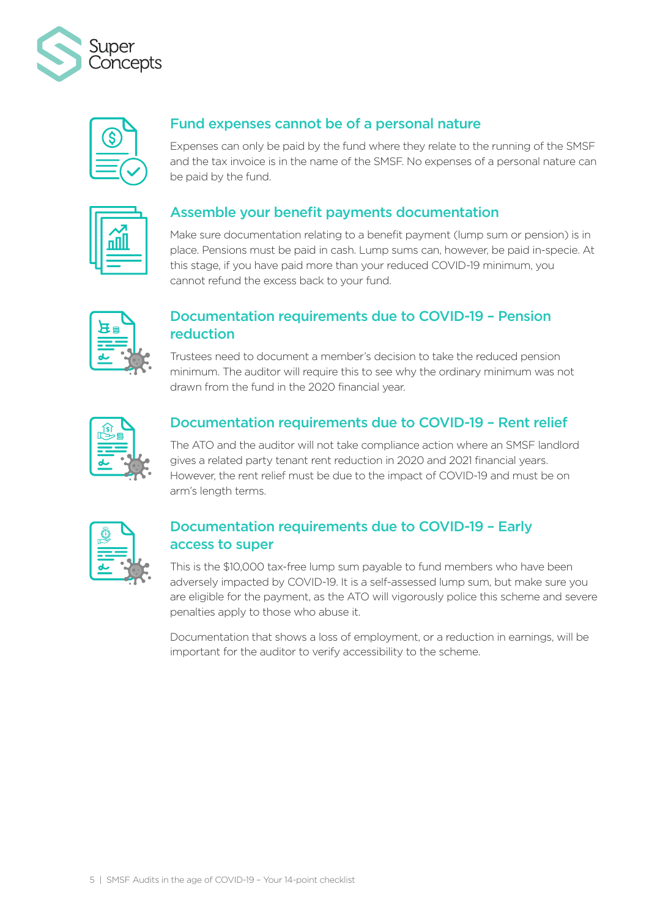## Fund expenses cannot be of a personal nature

Expenses can only be paid by the fund where they relate to the running of the SMSF and the tax invoice is in the name of the SMSF. No expenses of a personal nature can be paid by the fund.

## Assemble your benefit payments documentation

Make sure documentation relating to a benefit payment (lump sum or pension) is in place. Pensions must be paid in cash. Lump sums can, however, be paid in-specie. At this stage, if you have paid more than your reduced COVID-19 minimum, you cannot refund the excess back to your fund.

## Documentation requirements due to COVID-19 – Pension reduction

Trustees need to document a member's decision to take the reduced pension minimum. The auditor will require this to see why the ordinary minimum was not drawn from the fund in the 2020 financial year.

## Documentation requirements due to COVID-19 – Rent relief

The ATO and the auditor will not take compliance action where an SMSF landlord gives a related party tenant rent reduction in 2020 and 2021 financial years. However, the rent relief must be due to the impact of COVID-19 and must be on arm's length terms.

## Documentation requirements due to COVID-19 – Early access to super

This is the $10,000 tax-free lump sum payable to fund members who have been adversely impacted by COVID-19. It is a self-assessed lump sum, but make sure you are eligible for the payment, as the ATO will vigorously police this scheme and severe penalties apply to those who abuse it.

Documentation that shows a loss of employment, or a reduction in earnings, will be important for the auditor to verify accessibility to the scheme.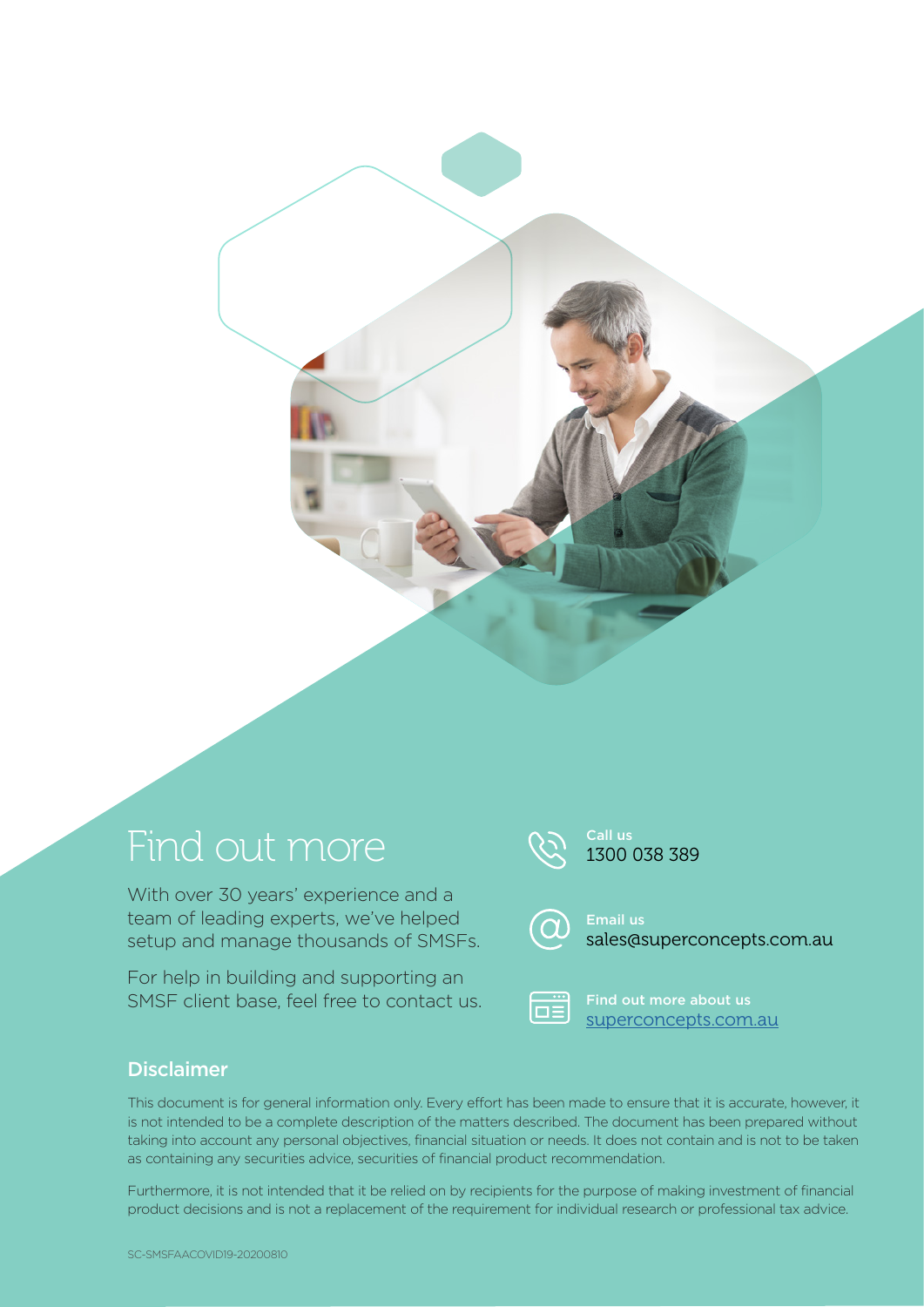# Find out more

With over 30 years' experience and a team of leading experts, we've helped setup and manage thousands of SMSFs.

For help in building and supporting an SMSF client base, feel free to contact us.

Call us
1300 038 389

Email us
sales@superconcepts.com.au

Find out more about us
superconcepts.com.au

## Disclaimer

This document is for general information only. Every effort has been made to ensure that it is accurate, however, it is not intended to be a complete description of the matters described. The document has been prepared without taking into account any personal objectives, financial situation or needs. It does not contain and is not to be taken as containing any securities advice, securities of financial product recommendation.

Furthermore, it is not intended that it be relied on by recipients for the purpose of making investment of financial product decisions and is not a replacement of the requirement for individual research or professional tax advice.

SC-SMSFAACOVID19-20200810